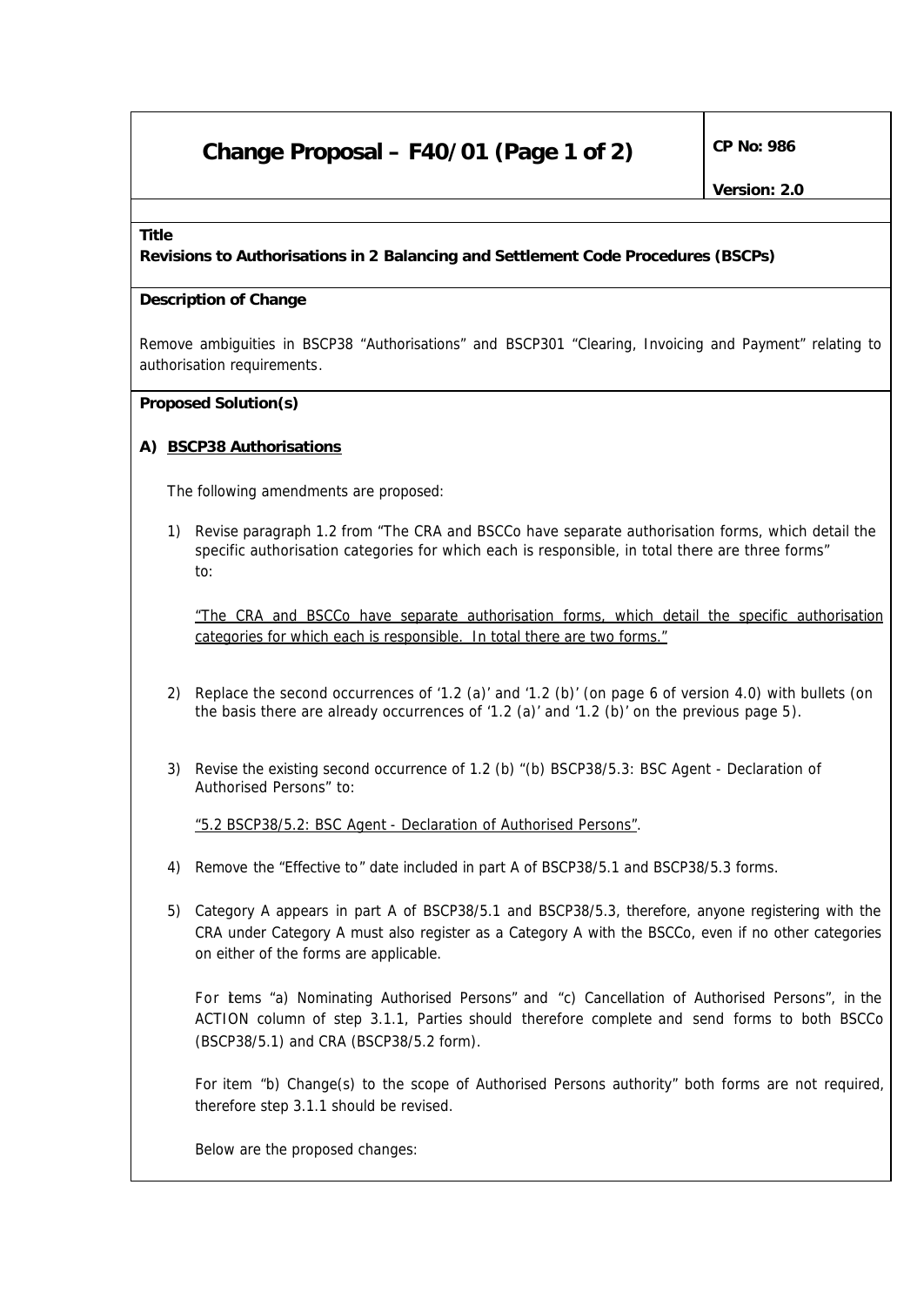# Change Proposal – F40/01 (Page 1 of 2)

**CP No: 986**

**Version: 2.0**

**Title**

**Revisions to Authorisations in 2 Balancing and Settlement Code Procedures (BSCPs)**

**Description of Change**

Remove ambiguities in BSCP38 "Authorisations" and BSCP301 "Clearing, Invoicing and Payment" relating to authorisation requirements.

**Proposed Solution(s)**

**A) <u>BSCP38 Authorisations</u>**

The following amendments are proposed:

1) Revise paragraph 1.2 from "The CRA and BSCCo have separate authorisation forms, which detail the specific authorisation categories for which each is responsible, in total there are three forms" to:

   <u>"The CRA and BSCCo have separate authorisation forms, which detail the specific authorisation categories for which each is responsible. In total there are two forms."</u>

2) Replace the second occurrences of '1.2 (a)' and '1.2 (b)' (on page 6 of version 4.0) with bullets (on the basis there are already occurrences of '1.2 (a)' and '1.2 (b)' on the previous page 5).

3) Revise the existing second occurrence of 1.2 (b) "(b) BSCP38/5.3: BSC Agent - Declaration of Authorised Persons" to:

   <u>"5.2 BSCP38/5.2: BSC Agent - Declaration of Authorised Persons"</u>.

4) Remove the "Effective to" date included in part A of BSCP38/5.1 and BSCP38/5.3 forms.

5) Category A appears in part A of BSCP38/5.1 and BSCP38/5.3, therefore, anyone registering with the CRA under Category A must also register as a Category A with the BSCCo, even if no other categories on either of the forms are applicable.

   For items "a) Nominating Authorised Persons" and "c) Cancellation of Authorised Persons", in the ACTION column of step 3.1.1, Parties should therefore complete and send forms to both BSCCo (BSCP38/5.1) and CRA (BSCP38/5.2 form).

   For item "b) Change(s) to the scope of Authorised Persons authority" both forms are not required, therefore step 3.1.1 should be revised.

   Below are the proposed changes: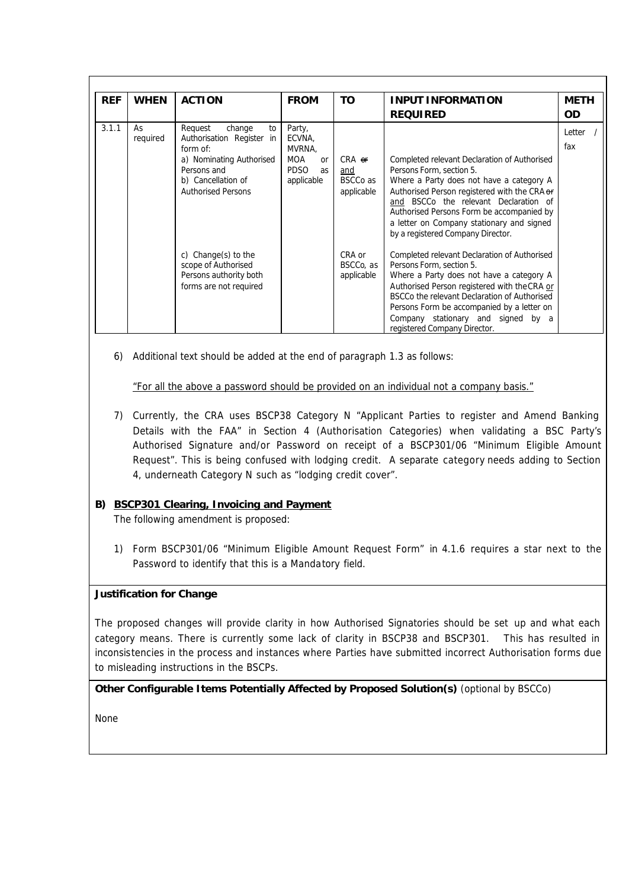| REF | WHEN | ACTION | FROM | TO | INPUT INFORMATION REQUIRED | METHOD |
|---|---|---|---|---|---|---|
| 3.1.1 | As required | Request change to Authorisation Register in form of: a) Nominating Authorised Persons and b) Cancellation of Authorised Persons | Party, ECVNA, MVRNA, MOA or PDSO as applicable | CRA ~~or~~ <u>and</u> BSCCo as applicable | Completed relevant Declaration of Authorised Persons Form, section 5. Where a Party does not have a category A Authorised Person registered with the CRA ~~or~~ <u>and</u> BSCCo the relevant Declaration of Authorised Persons Form be accompanied by a letter on Company stationary and signed by a registered Company Director. | Letter / fax |
| | | c) Change(s) to the scope of Authorised Persons authority both forms are not required | | CRA or BSCCo, as applicable | Completed relevant Declaration of Authorised Persons Form, section 5. Where a Party does not have a category A Authorised Person registered with the CRA <u>or</u> BSCCo the relevant Declaration of Authorised Persons Form be accompanied by a letter on Company stationary and signed by a registered Company Director. | |

6) Additional text should be added at the end of paragraph 1.3 as follows:

   <u>"For all the above a password should be provided on an individual not a company basis."</u>

7) Currently, the CRA uses BSCP38 Category N "Applicant Parties to register and Amend Banking Details with the FAA" in Section 4 (Authorisation Categories) when validating a BSC Party's Authorised Signature and/or Password on receipt of a BSCP301/06 "Minimum Eligible Amount Request". This is being confused with lodging credit. A separate category needs adding to Section 4, underneath Category N such as "lodging credit cover".

**B) <u>BSCP301 Clearing, Invoicing and Payment</u>**

The following amendment is proposed:

1) Form BSCP301/06 "Minimum Eligible Amount Request Form" in 4.1.6 requires a star next to the Password to identify that this is a Mandatory field.

**Justification for Change**

The proposed changes will provide clarity in how Authorised Signatories should be set up and what each category means. There is currently some lack of clarity in BSCP38 and BSCP301. This has resulted in inconsistencies in the process and instances where Parties have submitted incorrect Authorisation forms due to misleading instructions in the BSCPs.

**Other Configurable Items Potentially Affected by Proposed Solution(s)** (optional by BSCCo)

None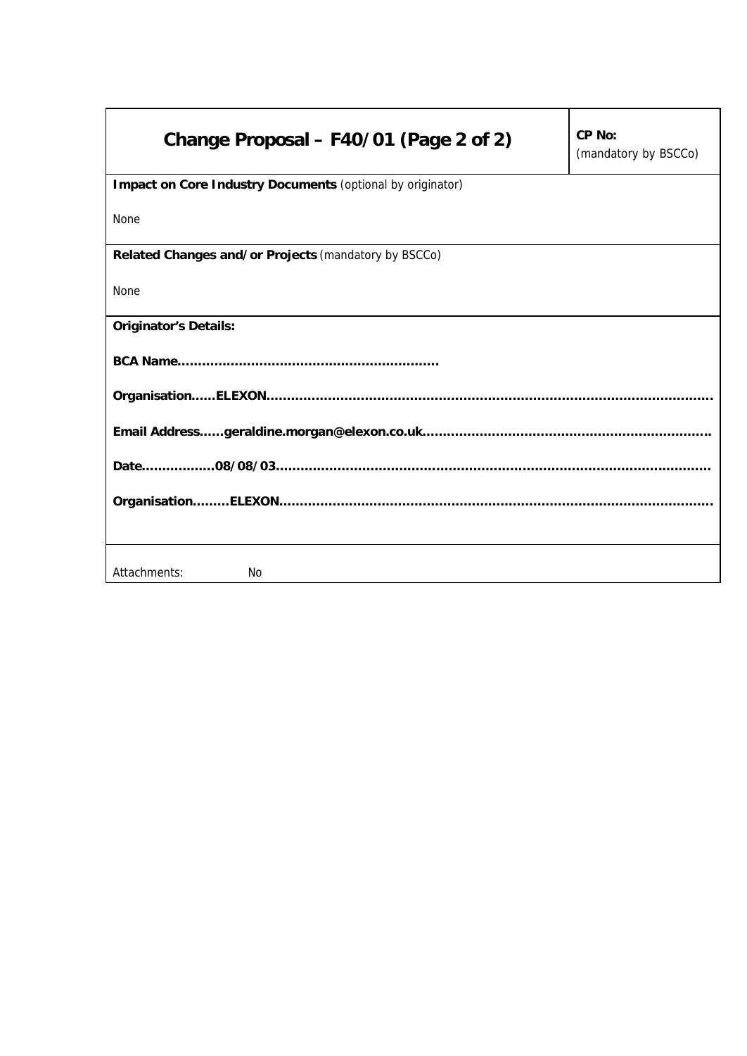| Change Proposal – F40/01 (Page 2 of 2) | CP No: (mandatory by BSCCo) |
| --- | --- |
| **Impact on Core Industry Documents** (optional by originator)<br><br>None | |
| **Related Changes and/or Projects** (mandatory by BSCCo)<br><br>None | |
| **Originator's Details:**<br><br>**BCA Name...............................................................**<br><br>**Organisation......ELEXON..........................................................................................................**<br><br>**Email Address......geraldine.morgan@elexon.co.uk.....................................................................**<br><br>**Date..................08/08/03........................................................................................................**<br><br>**Organisation.........ELEXON.......................................................................................................** | |
| Attachments: No | |